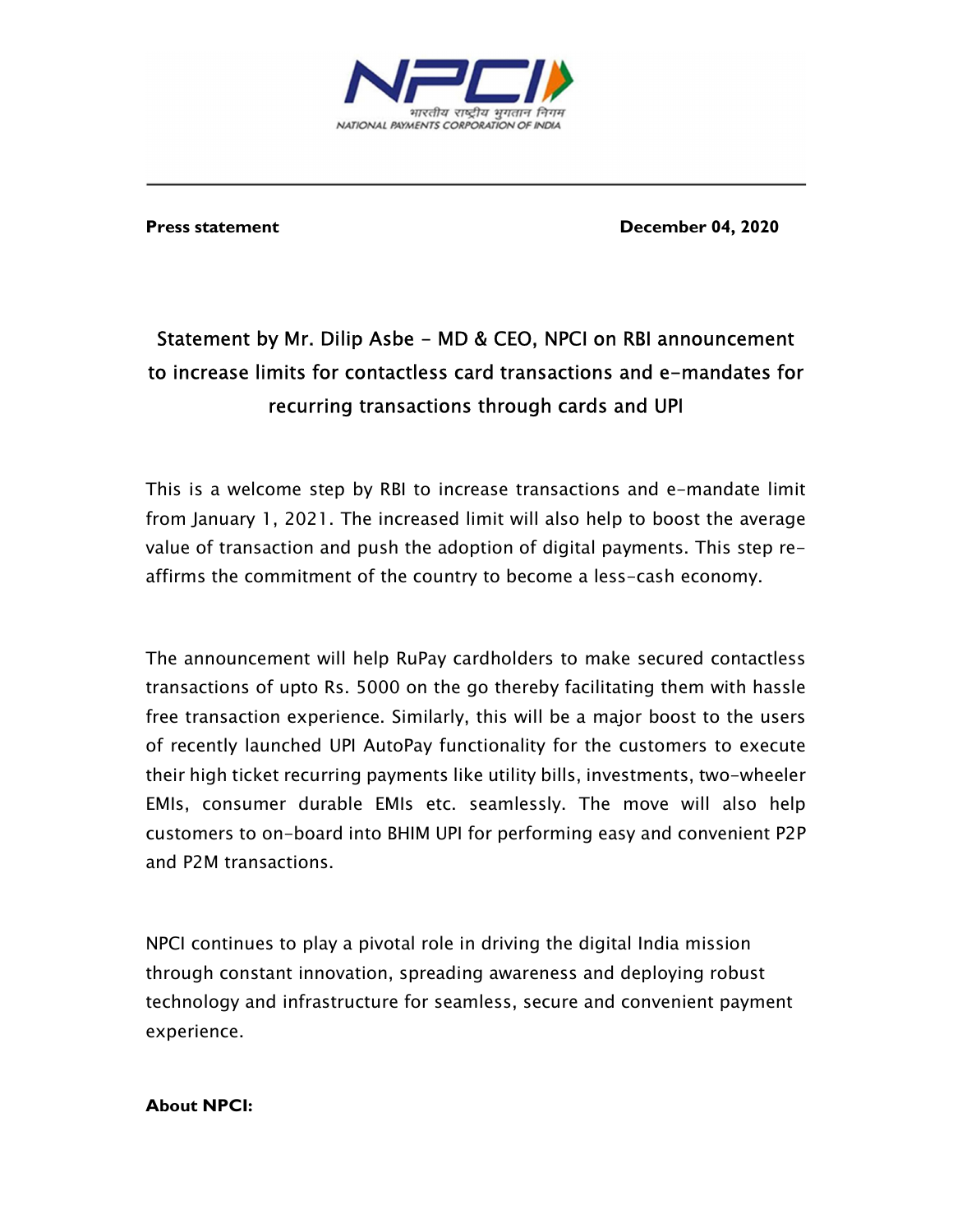**Press statement** **December 04, 2020**

## Statement by Mr. Dilip Asbe - MD & CEO, NPCI on RBI announcement to increase limits for contactless card transactions and e-mandates for recurring transactions through cards and UPI

This is a welcome step by RBI to increase transactions and e-mandate limit from January 1, 2021. The increased limit will also help to boost the average value of transaction and push the adoption of digital payments. This step re-affirms the commitment of the country to become a less-cash economy.

The announcement will help RuPay cardholders to make secured contactless transactions of upto Rs. 5000 on the go thereby facilitating them with hassle free transaction experience. Similarly, this will be a major boost to the users of recently launched UPI AutoPay functionality for the customers to execute their high ticket recurring payments like utility bills, investments, two-wheeler EMIs, consumer durable EMIs etc. seamlessly. The move will also help customers to on-board into BHIM UPI for performing easy and convenient P2P and P2M transactions.

NPCI continues to play a pivotal role in driving the digital India mission through constant innovation, spreading awareness and deploying robust technology and infrastructure for seamless, secure and convenient payment experience.

**About NPCI:**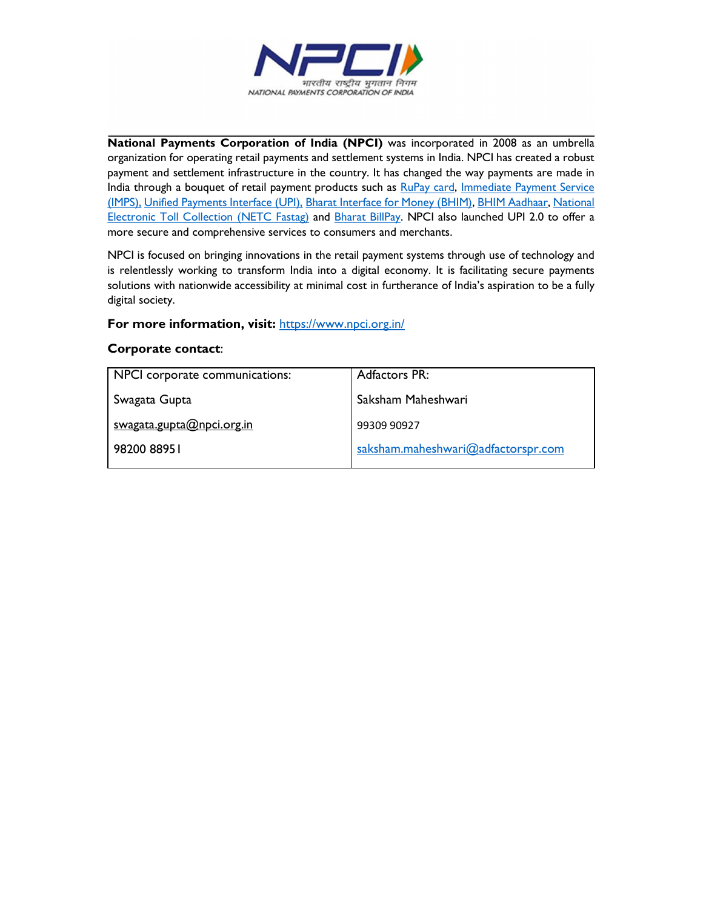**National Payments Corporation of India (NPCI)** was incorporated in 2008 as an umbrella organization for operating retail payments and settlement systems in India. NPCI has created a robust payment and settlement infrastructure in the country. It has changed the way payments are made in India through a bouquet of retail payment products such as RuPay card, Immediate Payment Service (IMPS), Unified Payments Interface (UPI), Bharat Interface for Money (BHIM), BHIM Aadhaar, National Electronic Toll Collection (NETC Fastag) and Bharat BillPay. NPCI also launched UPI 2.0 to offer a more secure and comprehensive services to consumers and merchants.

NPCI is focused on bringing innovations in the retail payment systems through use of technology and is relentlessly working to transform India into a digital economy. It is facilitating secure payments solutions with nationwide accessibility at minimal cost in furtherance of India's aspiration to be a fully digital society.

**For more information, visit:** https://www.npci.org.in/

**Corporate contact**:

| | |
|---|---|
| NPCI corporate communications: | Adfactors PR: |
| Swagata Gupta | Saksham Maheshwari |
| swagata.gupta@npci.org.in | 99309 90927 |
| 98200 88951 | saksham.maheshwari@adfactorspr.com |